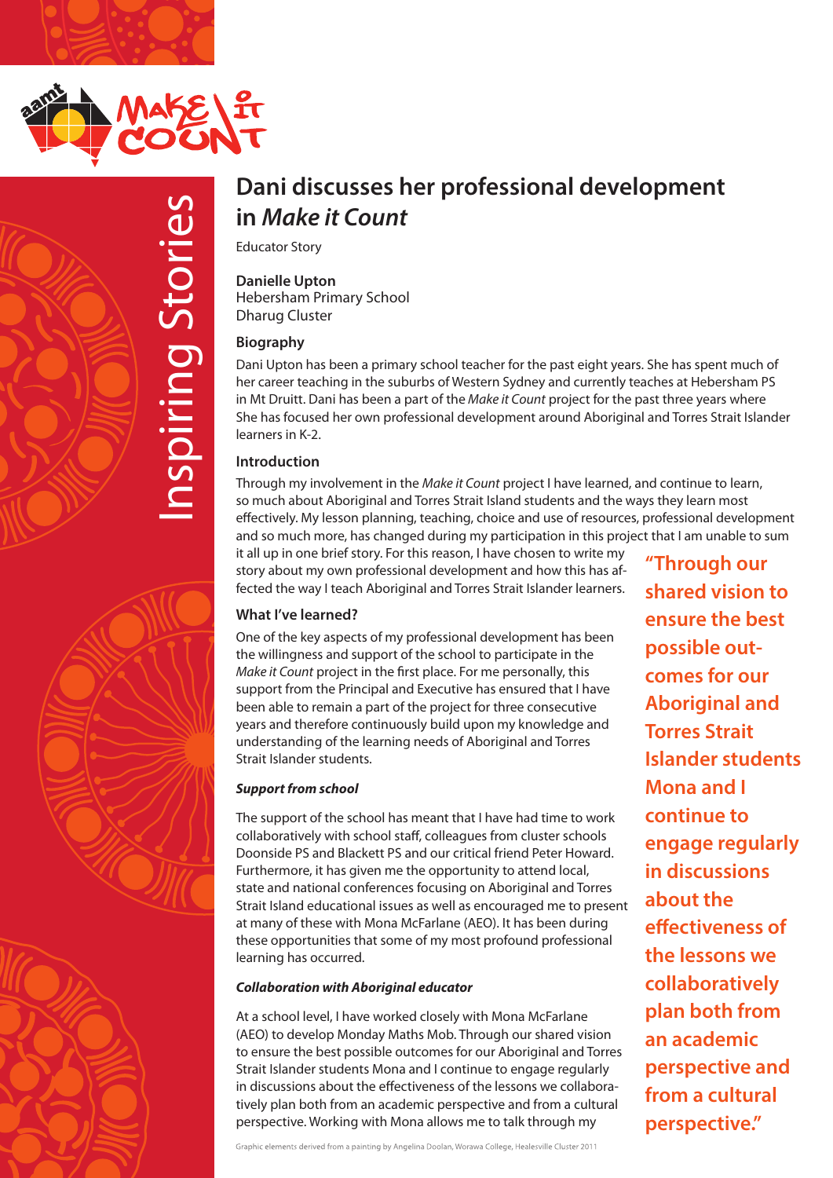Inspiring Stories

# Dani discusses her professional development in *Make it Count*

Educator Story

**Danielle Upton**
Hebersham Primary School
Dharug Cluster

### Biography

Dani Upton has been a primary school teacher for the past eight years. She has spent much of her career teaching in the suburbs of Western Sydney and currently teaches at Hebersham PS in Mt Druitt. Dani has been a part of the *Make it Count* project for the past three years where She has focused her own professional development around Aboriginal and Torres Strait Islander learners in K-2.

### Introduction

Through my involvement in the *Make it Count* project I have learned, and continue to learn, so much about Aboriginal and Torres Strait Island students and the ways they learn most effectively. My lesson planning, teaching, choice and use of resources, professional development and so much more, has changed during my participation in this project that I am unable to sum it all up in one brief story. For this reason, I have chosen to write my story about my own professional development and how this has affected the way I teach Aboriginal and Torres Strait Islander learners.

### What I've learned?

One of the key aspects of my professional development has been the willingness and support of the school to participate in the *Make it Count* project in the first place. For me personally, this support from the Principal and Executive has ensured that I have been able to remain a part of the project for three consecutive years and therefore continuously build upon my knowledge and understanding of the learning needs of Aboriginal and Torres Strait Islander students.

***Support from school***

The support of the school has meant that I have had time to work collaboratively with school staff, colleagues from cluster schools Doonside PS and Blackett PS and our critical friend Peter Howard. Furthermore, it has given me the opportunity to attend local, state and national conferences focusing on Aboriginal and Torres Strait Island educational issues as well as encouraged me to present at many of these with Mona McFarlane (AEO). It has been during these opportunities that some of my most profound professional learning has occurred.

***Collaboration with Aboriginal educator***

At a school level, I have worked closely with Mona McFarlane (AEO) to develop Monday Maths Mob. Through our shared vision to ensure the best possible outcomes for our Aboriginal and Torres Strait Islander students Mona and I continue to engage regularly in discussions about the effectiveness of the lessons we collaboratively plan both from an academic perspective and from a cultural perspective. Working with Mona allows me to talk through my

**"Through our shared vision to ensure the best possible outcomes for our Aboriginal and Torres Strait Islander students Mona and I continue to engage regularly in discussions about the effectiveness of the lessons we collaboratively plan both from an academic perspective and from a cultural perspective."**

Graphic elements derived from a painting by Angelina Doolan, Worawa College, Healesville Cluster 2011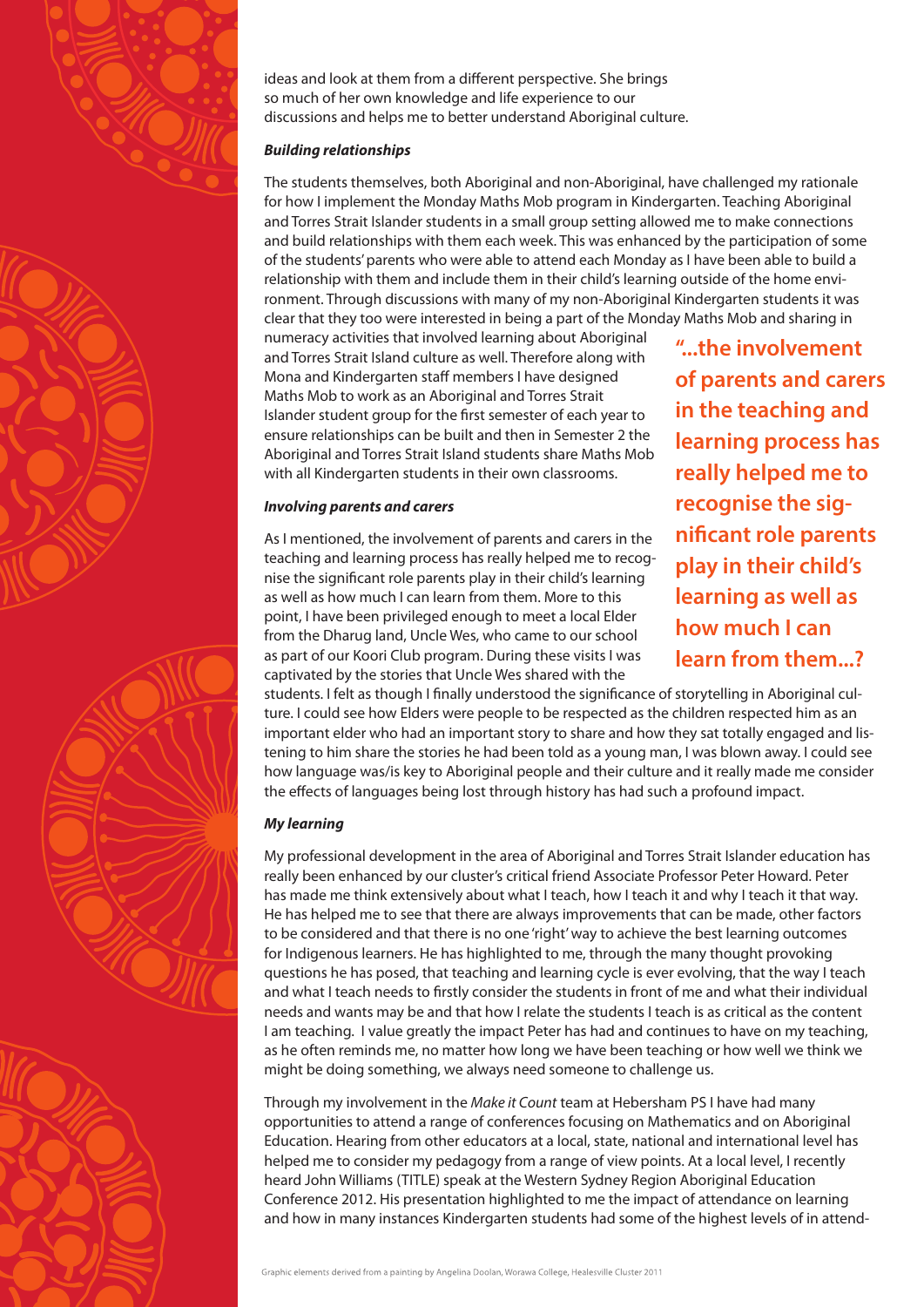ideas and look at them from a different perspective. She brings so much of her own knowledge and life experience to our discussions and helps me to better understand Aboriginal culture.

***Building relationships***

The students themselves, both Aboriginal and non-Aboriginal, have challenged my rationale for how I implement the Monday Maths Mob program in Kindergarten. Teaching Aboriginal and Torres Strait Islander students in a small group setting allowed me to make connections and build relationships with them each week. This was enhanced by the participation of some of the students' parents who were able to attend each Monday as I have been able to build a relationship with them and include them in their child's learning outside of the home environment. Through discussions with many of my non-Aboriginal Kindergarten students it was clear that they too were interested in being a part of the Monday Maths Mob and sharing in numeracy activities that involved learning about Aboriginal and Torres Strait Island culture as well. Therefore along with Mona and Kindergarten staff members I have designed Maths Mob to work as an Aboriginal and Torres Strait Islander student group for the first semester of each year to ensure relationships can be built and then in Semester 2 the Aboriginal and Torres Strait Island students share Maths Mob with all Kindergarten students in their own classrooms.

> **"...the involvement of parents and carers in the teaching and learning process has really helped me to recognise the significant role parents play in their child's learning as well as how much I can learn from them...?**

***Involving parents and carers***

As I mentioned, the involvement of parents and carers in the teaching and learning process has really helped me to recognise the significant role parents play in their child's learning as well as how much I can learn from them. More to this point, I have been privileged enough to meet a local Elder from the Dharug land, Uncle Wes, who came to our school as part of our Koori Club program. During these visits I was captivated by the stories that Uncle Wes shared with the students. I felt as though I finally understood the significance of storytelling in Aboriginal culture. I could see how Elders were people to be respected as the children respected him as an important elder who had an important story to share and how they sat totally engaged and listening to him share the stories he had been told as a young man, I was blown away. I could see how language was/is key to Aboriginal people and their culture and it really made me consider the effects of languages being lost through history has had such a profound impact.

***My learning***

My professional development in the area of Aboriginal and Torres Strait Islander education has really been enhanced by our cluster's critical friend Associate Professor Peter Howard. Peter has made me think extensively about what I teach, how I teach it and why I teach it that way. He has helped me to see that there are always improvements that can be made, other factors to be considered and that there is no one 'right' way to achieve the best learning outcomes for Indigenous learners. He has highlighted to me, through the many thought provoking questions he has posed, that teaching and learning cycle is ever evolving, that the way I teach and what I teach needs to firstly consider the students in front of me and what their individual needs and wants may be and that how I relate the students I teach is as critical as the content I am teaching. I value greatly the impact Peter has had and continues to have on my teaching, as he often reminds me, no matter how long we have been teaching or how well we think we might be doing something, we always need someone to challenge us.

Through my involvement in the *Make it Count* team at Hebersham PS I have had many opportunities to attend a range of conferences focusing on Mathematics and on Aboriginal Education. Hearing from other educators at a local, state, national and international level has helped me to consider my pedagogy from a range of view points. At a local level, I recently heard John Williams (TITLE) speak at the Western Sydney Region Aboriginal Education Conference 2012. His presentation highlighted to me the impact of attendance on learning and how in many instances Kindergarten students had some of the highest levels of in attend-

Graphic elements derived from a painting by Angelina Doolan, Worawa College, Healesville Cluster 2011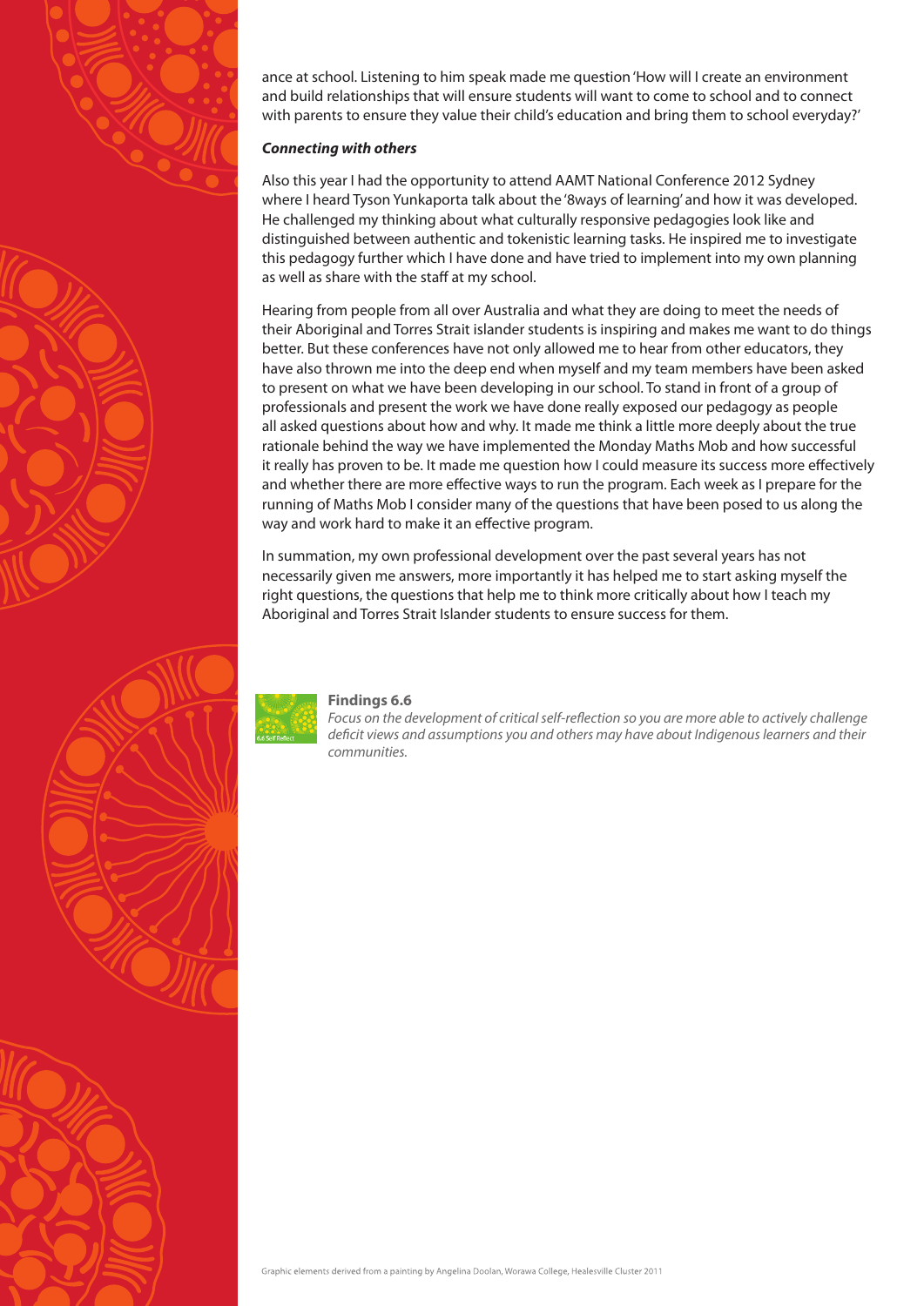ance at school. Listening to him speak made me question 'How will I create an environment and build relationships that will ensure students will want to come to school and to connect with parents to ensure they value their child's education and bring them to school everyday?'

***Connecting with others***

Also this year I had the opportunity to attend AAMT National Conference 2012 Sydney where I heard Tyson Yunkaporta talk about the '8ways of learning' and how it was developed. He challenged my thinking about what culturally responsive pedagogies look like and distinguished between authentic and tokenistic learning tasks. He inspired me to investigate this pedagogy further which I have done and have tried to implement into my own planning as well as share with the staff at my school.

Hearing from people from all over Australia and what they are doing to meet the needs of their Aboriginal and Torres Strait islander students is inspiring and makes me want to do things better. But these conferences have not only allowed me to hear from other educators, they have also thrown me into the deep end when myself and my team members have been asked to present on what we have been developing in our school. To stand in front of a group of professionals and present the work we have done really exposed our pedagogy as people all asked questions about how and why. It made me think a little more deeply about the true rationale behind the way we have implemented the Monday Maths Mob and how successful it really has proven to be. It made me question how I could measure its success more effectively and whether there are more effective ways to run the program. Each week as I prepare for the running of Maths Mob I consider many of the questions that have been posed to us along the way and work hard to make it an effective program.

In summation, my own professional development over the past several years has not necessarily given me answers, more importantly it has helped me to start asking myself the right questions, the questions that help me to think more critically about how I teach my Aboriginal and Torres Strait Islander students to ensure success for them.

6.6 Self Reflect

**Findings 6.6**

*Focus on the development of critical self-reflection so you are more able to actively challenge deficit views and assumptions you and others may have about Indigenous learners and their communities.*

Graphic elements derived from a painting by Angelina Doolan, Worawa College, Healesville Cluster 2011